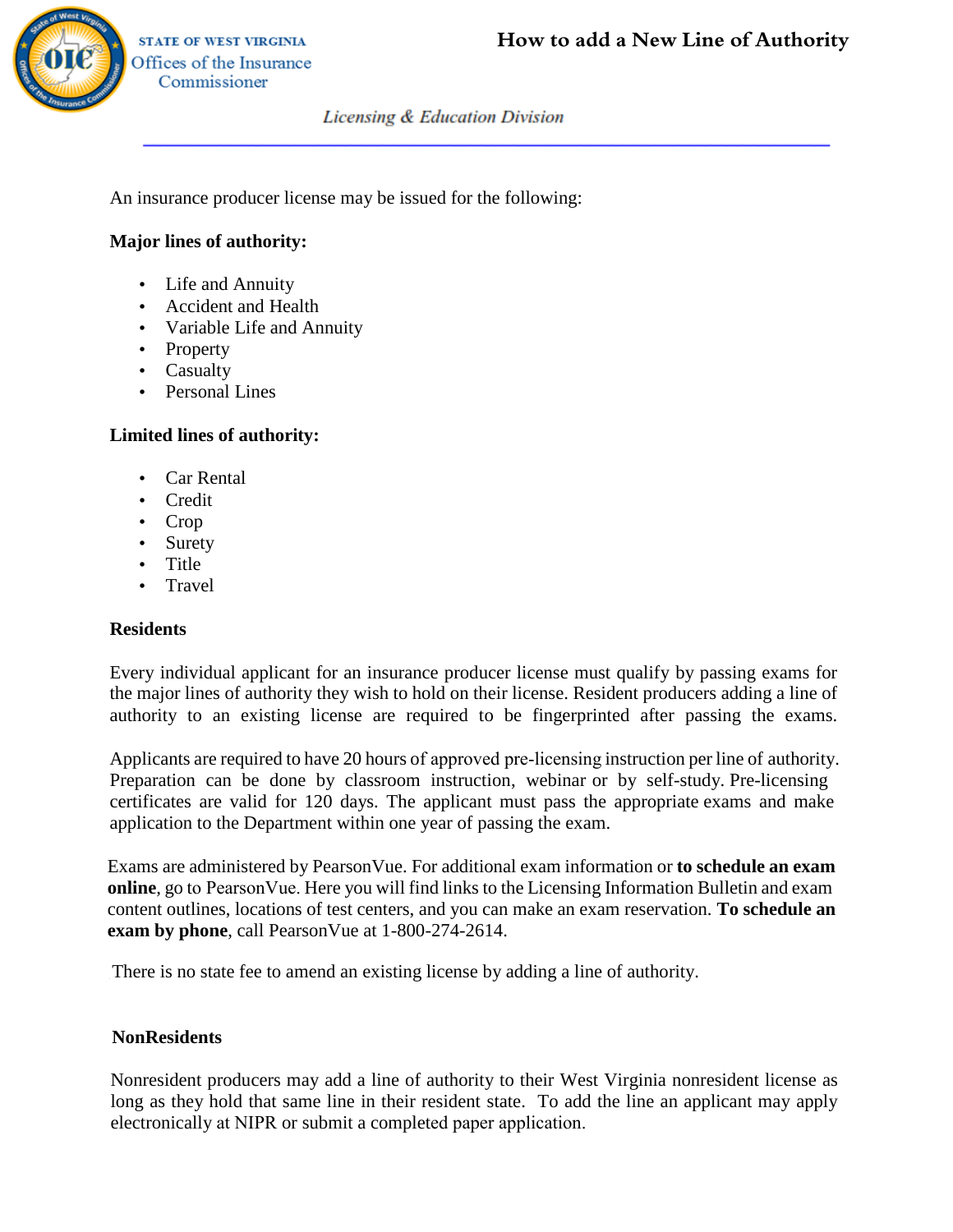STATE OF WEST VIRGINIA
Offices of the Insurance Commissioner

# How to add a New Line of Authority

*Licensing & Education Division*

An insurance producer license may be issued for the following:

**Major lines of authority:**

- Life and Annuity
- Accident and Health
- Variable Life and Annuity
- Property
- Casualty
- Personal Lines

**Limited lines of authority:**

- Car Rental
- Credit
- Crop
- Surety
- Title
- Travel

**Residents**

Every individual applicant for an insurance producer license must qualify by passing exams for the major lines of authority they wish to hold on their license. Resident producers adding a line of authority to an existing license are required to be fingerprinted after passing the exams.

Applicants are required to have 20 hours of approved pre-licensing instruction per line of authority. Preparation can be done by classroom instruction, webinar or by self-study. Pre-licensing certificates are valid for 120 days. The applicant must pass the appropriate exams and make application to the Department within one year of passing the exam.

Exams are administered by PearsonVue. For additional exam information or **to schedule an exam online**, go to PearsonVue. Here you will find links to the Licensing Information Bulletin and exam content outlines, locations of test centers, and you can make an exam reservation. **To schedule an exam by phone**, call PearsonVue at 1-800-274-2614.

There is no state fee to amend an existing license by adding a line of authority.

**NonResidents**

Nonresident producers may add a line of authority to their West Virginia nonresident license as long as they hold that same line in their resident state. To add the line an applicant may apply electronically at NIPR or submit a completed paper application.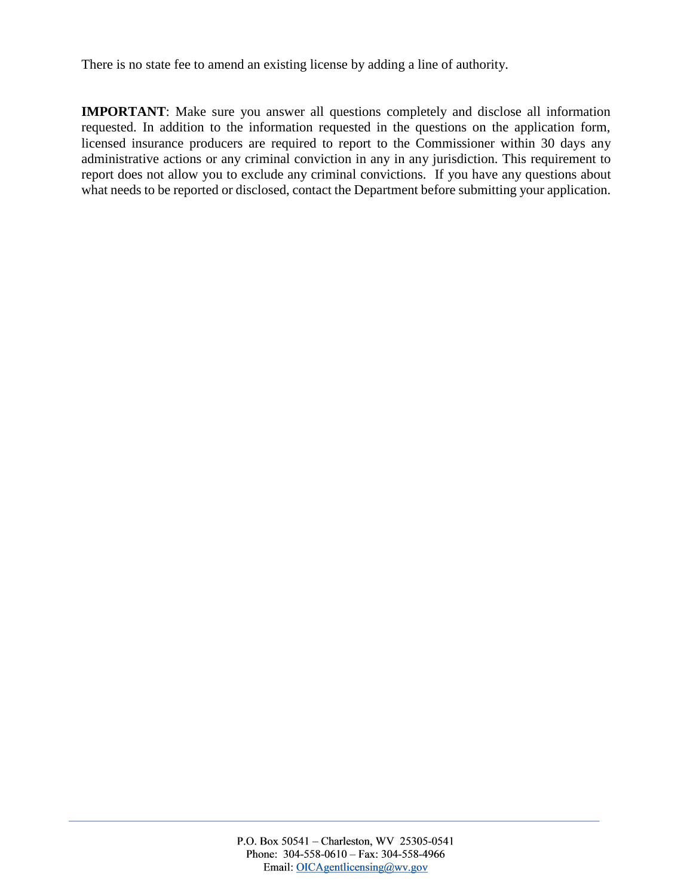There is no state fee to amend an existing license by adding a line of authority.

**IMPORTANT**: Make sure you answer all questions completely and disclose all information requested. In addition to the information requested in the questions on the application form, licensed insurance producers are required to report to the Commissioner within 30 days any administrative actions or any criminal conviction in any in any jurisdiction. This requirement to report does not allow you to exclude any criminal convictions. If you have any questions about what needs to be reported or disclosed, contact the Department before submitting your application.

P.O. Box 50541 – Charleston, WV 25305-0541
Phone: 304-558-0610 – Fax: 304-558-4966
Email: OICAgentlicensing@wv.gov